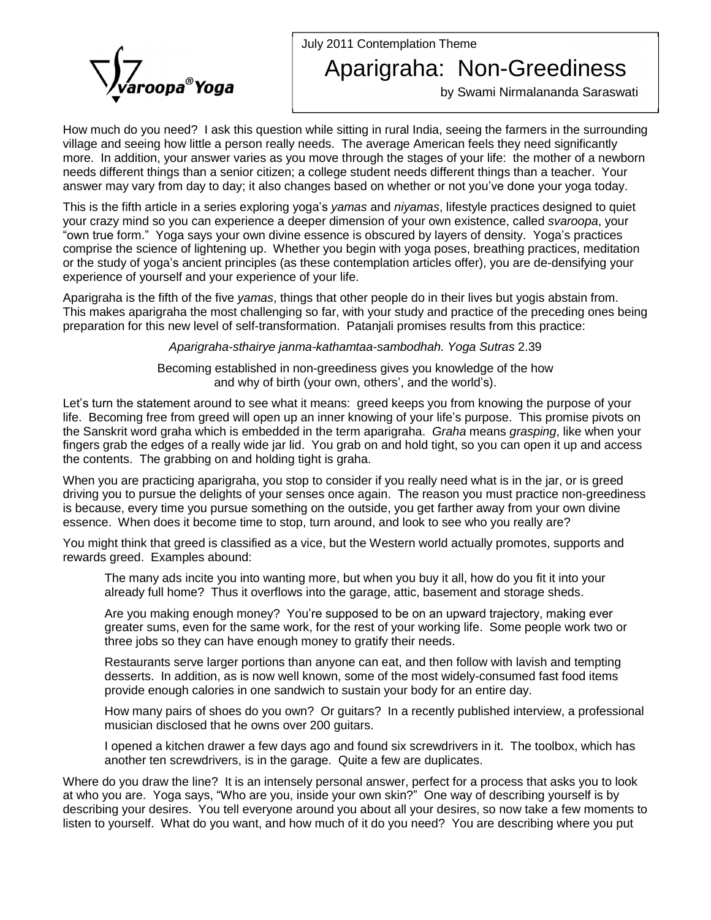Svaroopa® Yoga

July 2011 Contemplation Theme

# Aparigraha: Non-Greediness

by Swami Nirmalananda Saraswati

How much do you need? I ask this question while sitting in rural India, seeing the farmers in the surrounding village and seeing how little a person really needs. The average American feels they need significantly more. In addition, your answer varies as you move through the stages of your life: the mother of a newborn needs different things than a senior citizen; a college student needs different things than a teacher. Your answer may vary from day to day; it also changes based on whether or not you've done your yoga today.

This is the fifth article in a series exploring yoga's *yamas* and *niyamas*, lifestyle practices designed to quiet your crazy mind so you can experience a deeper dimension of your own existence, called *svaroopa*, your "own true form." Yoga says your own divine essence is obscured by layers of density. Yoga's practices comprise the science of lightening up. Whether you begin with yoga poses, breathing practices, meditation or the study of yoga's ancient principles (as these contemplation articles offer), you are de-densifying your experience of yourself and your experience of your life.

Aparigraha is the fifth of the five *yamas*, things that other people do in their lives but yogis abstain from. This makes aparigraha the most challenging so far, with your study and practice of the preceding ones being preparation for this new level of self-transformation. Patanjali promises results from this practice:

*Aparigraha-sthairye janma-kathamtaa-sambodhah. Yoga Sutras* 2.39

Becoming established in non-greediness gives you knowledge of the how and why of birth (your own, others', and the world's).

Let's turn the statement around to see what it means: greed keeps you from knowing the purpose of your life. Becoming free from greed will open up an inner knowing of your life's purpose. This promise pivots on the Sanskrit word graha which is embedded in the term aparigraha. *Graha* means *grasping*, like when your fingers grab the edges of a really wide jar lid. You grab on and hold tight, so you can open it up and access the contents. The grabbing on and holding tight is graha.

When you are practicing aparigraha, you stop to consider if you really need what is in the jar, or is greed driving you to pursue the delights of your senses once again. The reason you must practice non-greediness is because, every time you pursue something on the outside, you get farther away from your own divine essence. When does it become time to stop, turn around, and look to see who you really are?

You might think that greed is classified as a vice, but the Western world actually promotes, supports and rewards greed. Examples abound:

> The many ads incite you into wanting more, but when you buy it all, how do you fit it into your already full home? Thus it overflows into the garage, attic, basement and storage sheds.
>
> Are you making enough money? You're supposed to be on an upward trajectory, making ever greater sums, even for the same work, for the rest of your working life. Some people work two or three jobs so they can have enough money to gratify their needs.
>
> Restaurants serve larger portions than anyone can eat, and then follow with lavish and tempting desserts. In addition, as is now well known, some of the most widely-consumed fast food items provide enough calories in one sandwich to sustain your body for an entire day.
>
> How many pairs of shoes do you own? Or guitars? In a recently published interview, a professional musician disclosed that he owns over 200 guitars.
>
> I opened a kitchen drawer a few days ago and found six screwdrivers in it. The toolbox, which has another ten screwdrivers, is in the garage. Quite a few are duplicates.

Where do you draw the line? It is an intensely personal answer, perfect for a process that asks you to look at who you are. Yoga says, "Who are you, inside your own skin?" One way of describing yourself is by describing your desires. You tell everyone around you about all your desires, so now take a few moments to listen to yourself. What do you want, and how much of it do you need? You are describing where you put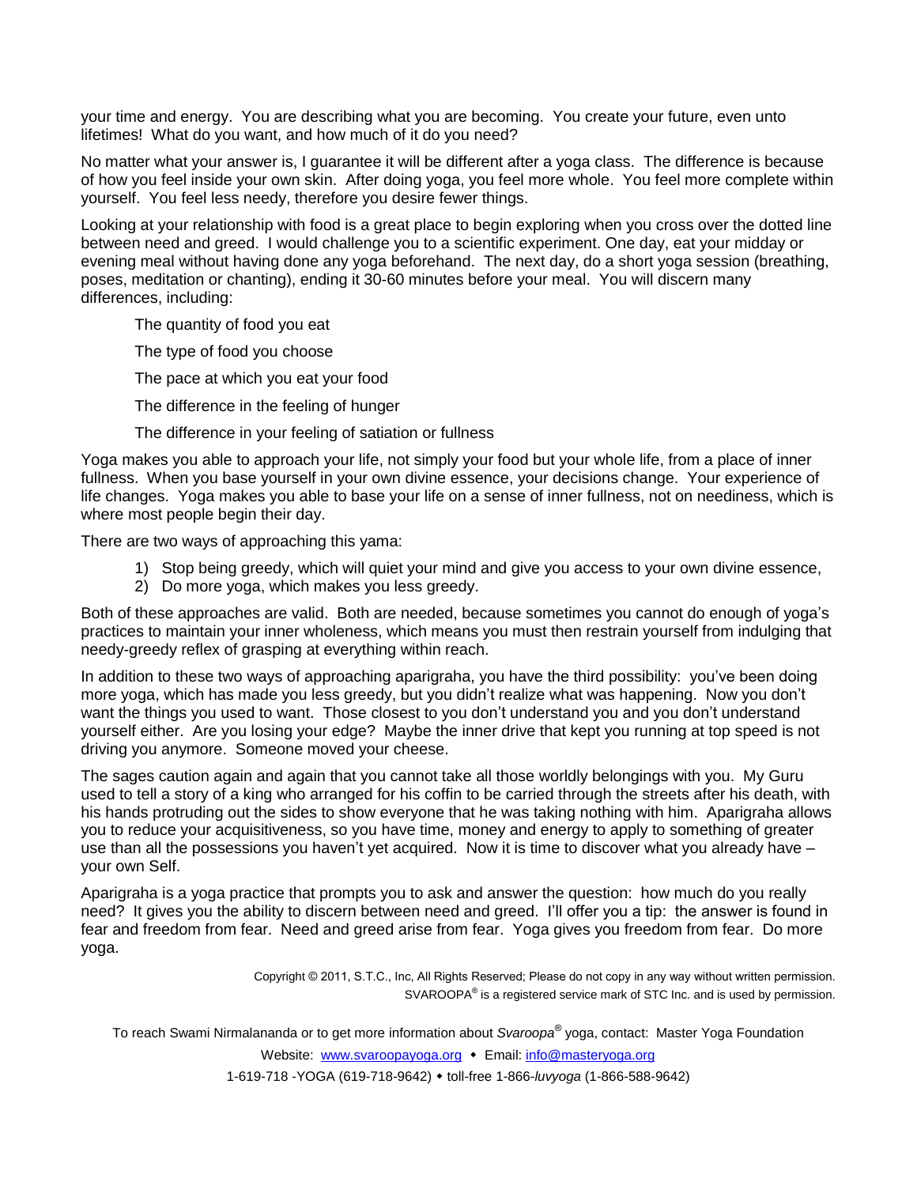your time and energy. You are describing what you are becoming. You create your future, even unto lifetimes! What do you want, and how much of it do you need?

No matter what your answer is, I guarantee it will be different after a yoga class. The difference is because of how you feel inside your own skin. After doing yoga, you feel more whole. You feel more complete within yourself. You feel less needy, therefore you desire fewer things.

Looking at your relationship with food is a great place to begin exploring when you cross over the dotted line between need and greed. I would challenge you to a scientific experiment. One day, eat your midday or evening meal without having done any yoga beforehand. The next day, do a short yoga session (breathing, poses, meditation or chanting), ending it 30-60 minutes before your meal. You will discern many differences, including:

The quantity of food you eat

The type of food you choose

The pace at which you eat your food

The difference in the feeling of hunger

The difference in your feeling of satiation or fullness

Yoga makes you able to approach your life, not simply your food but your whole life, from a place of inner fullness. When you base yourself in your own divine essence, your decisions change. Your experience of life changes. Yoga makes you able to base your life on a sense of inner fullness, not on neediness, which is where most people begin their day.

There are two ways of approaching this yama:

1) Stop being greedy, which will quiet your mind and give you access to your own divine essence,
2) Do more yoga, which makes you less greedy.

Both of these approaches are valid. Both are needed, because sometimes you cannot do enough of yoga's practices to maintain your inner wholeness, which means you must then restrain yourself from indulging that needy-greedy reflex of grasping at everything within reach.

In addition to these two ways of approaching aparigraha, you have the third possibility: you've been doing more yoga, which has made you less greedy, but you didn't realize what was happening. Now you don't want the things you used to want. Those closest to you don't understand you and you don't understand yourself either. Are you losing your edge? Maybe the inner drive that kept you running at top speed is not driving you anymore. Someone moved your cheese.

The sages caution again and again that you cannot take all those worldly belongings with you. My Guru used to tell a story of a king who arranged for his coffin to be carried through the streets after his death, with his hands protruding out the sides to show everyone that he was taking nothing with him. Aparigraha allows you to reduce your acquisitiveness, so you have time, money and energy to apply to something of greater use than all the possessions you haven't yet acquired. Now it is time to discover what you already have – your own Self.

Aparigraha is a yoga practice that prompts you to ask and answer the question: how much do you really need? It gives you the ability to discern between need and greed. I'll offer you a tip: the answer is found in fear and freedom from fear. Need and greed arise from fear. Yoga gives you freedom from fear. Do more yoga.

Copyright © 2011, S.T.C., Inc, All Rights Reserved; Please do not copy in any way without written permission.
SVAROOPA® is a registered service mark of STC Inc. and is used by permission.

To reach Swami Nirmalananda or to get more information about *Svaroopa®* yoga, contact: Master Yoga Foundation
Website: [www.svaroopayoga.org](http://www.svaroopayoga.org) • Email: [info@masteryoga.org](mailto:info@masteryoga.org)
1-619-718 -YOGA (619-718-9642) • toll-free 1-866-*luvyoga* (1-866-588-9642)